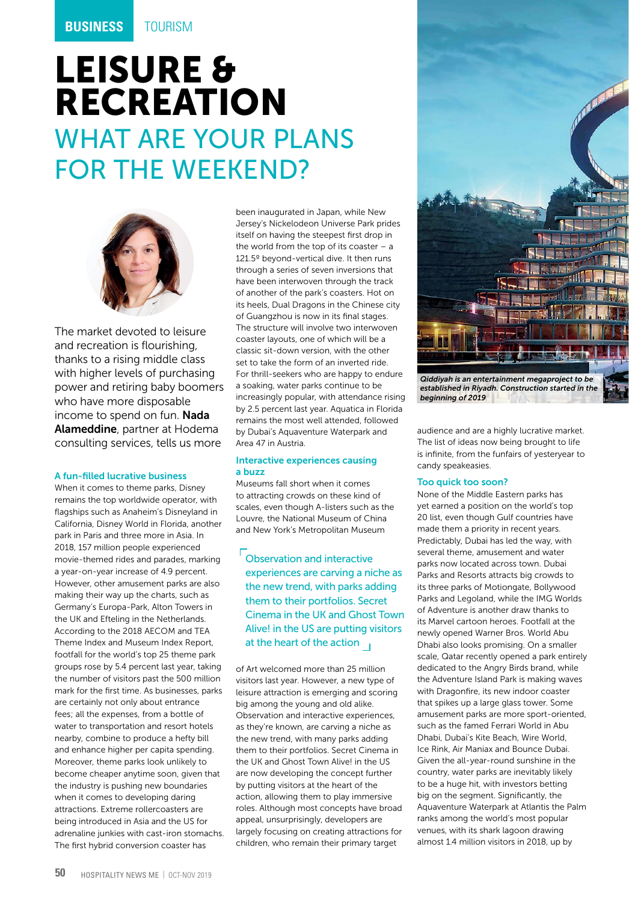BUSINESS TOURISM

# LEISURE & RECREATION

## WHAT ARE YOUR PLANS FOR THE WEEKEND?

The market devoted to leisure and recreation is flourishing, thanks to a rising middle class with higher levels of purchasing power and retiring baby boomers who have more disposable income to spend on fun. **Nada Alameddine**, partner at Hodema consulting services, tells us more

### A fun-filled lucrative business

When it comes to theme parks, Disney remains the top worldwide operator, with flagships such as Anaheim's Disneyland in California, Disney World in Florida, another park in Paris and three more in Asia. In 2018, 157 million people experienced movie-themed rides and parades, marking a year-on-year increase of 4.9 percent. However, other amusement parks are also making their way up the charts, such as Germany's Europa-Park, Alton Towers in the UK and Efteling in the Netherlands. According to the 2018 AECOM and TEA Theme Index and Museum Index Report, footfall for the world's top 25 theme park groups rose by 5.4 percent last year, taking the number of visitors past the 500 million mark for the first time. As businesses, parks are certainly not only about entrance fees; all the expenses, from a bottle of water to transportation and resort hotels nearby, combine to produce a hefty bill and enhance higher per capita spending. Moreover, theme parks look unlikely to become cheaper anytime soon, given that the industry is pushing new boundaries when it comes to developing daring attractions. Extreme rollercoasters are being introduced in Asia and the US for adrenaline junkies with cast-iron stomachs. The first hybrid conversion coaster has been inaugurated in Japan, while New Jersey's Nickelodeon Universe Park prides itself on having the steepest first drop in the world from the top of its coaster – a 121.5º beyond-vertical dive. It then runs through a series of seven inversions that have been interwoven through the track of another of the park's coasters. Hot on its heels, Dual Dragons in the Chinese city of Guangzhou is now in its final stages. The structure will involve two interwoven coaster layouts, one of which will be a classic sit-down version, with the other set to take the form of an inverted ride. For thrill-seekers who are happy to endure a soaking, water parks continue to be increasingly popular, with attendance rising by 2.5 percent last year. Aquatica in Florida remains the most well attended, followed by Dubai's Aquaventure Waterpark and Area 47 in Austria.

### Interactive experiences causing a buzz

Museums fall short when it comes to attracting crowds on these kind of scales, even though A-listers such as the Louvre, the National Museum of China and New York's Metropolitan Museum of Art welcomed more than 25 million visitors last year. However, a new type of leisure attraction is emerging and scoring big among the young and old alike. Observation and interactive experiences, as they're known, are carving a niche as the new trend, with many parks adding them to their portfolios. Secret Cinema in the UK and Ghost Town Alive! in the US are now developing the concept further by putting visitors at the heart of the action, allowing them to play immersive roles. Although most concepts have broad appeal, unsurprisingly, developers are largely focusing on creating attractions for children, who remain their primary target audience and are a highly lucrative market. The list of ideas now being brought to life is infinite, from the funfairs of yesteryear to candy speakeasies.

> Observation and interactive experiences are carving a niche as the new trend, with parks adding them to their portfolios. Secret Cinema in the UK and Ghost Town Alive! in the US are putting visitors at the heart of the action

*Qiddiyah is an entertainment megaproject to be established in Riyadh. Construction started in the beginning of 2019*

### Too quick too soon?

None of the Middle Eastern parks has yet earned a position on the world's top 20 list, even though Gulf countries have made them a priority in recent years. Predictably, Dubai has led the way, with several theme, amusement and water parks now located across town. Dubai Parks and Resorts attracts big crowds to its three parks of Motiongate, Bollywood Parks and Legoland, while the IMG Worlds of Adventure is another draw thanks to its Marvel cartoon heroes. Footfall at the newly opened Warner Bros. World Abu Dhabi also looks promising. On a smaller scale, Qatar recently opened a park entirely dedicated to the Angry Birds brand, while the Adventure Island Park is making waves with Dragonfire, its new indoor coaster that spikes up a large glass tower. Some amusement parks are more sport-oriented, such as the famed Ferrari World in Abu Dhabi, Dubai's Kite Beach, Wire World, Ice Rink, Air Maniax and Bounce Dubai. Given the all-year-round sunshine in the country, water parks are inevitably likely to be a huge hit, with investors betting big on the segment. Significantly, the Aquaventure Waterpark at Atlantis the Palm ranks among the world's most popular venues, with its shark lagoon drawing almost 1.4 million visitors in 2018, up by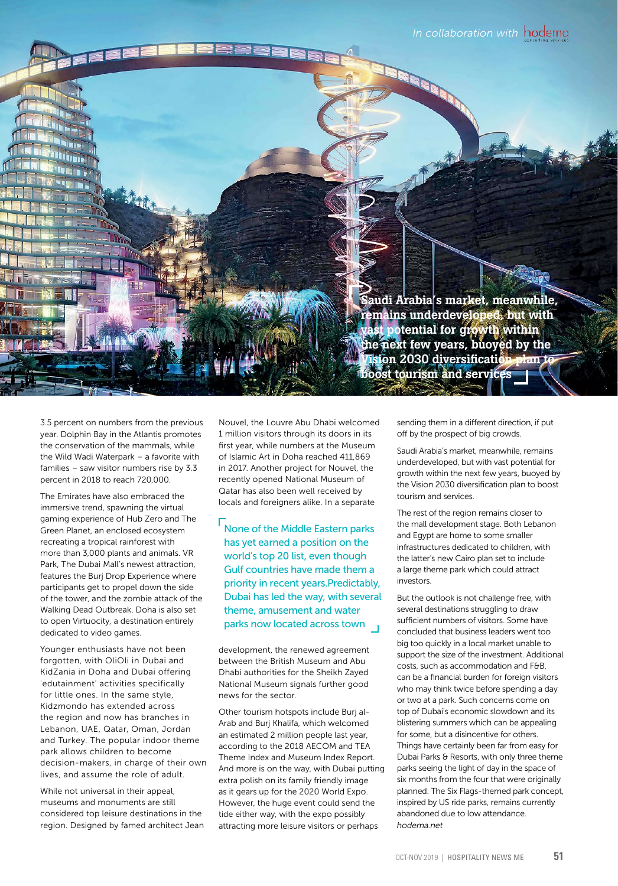In collaboration with hodema consulting services

> Saudi Arabia's market, meanwhile, remains underdeveloped, but with vast potential for growth within the next few years, buoyed by the Vision 2030 diversification plan to boost tourism and services

3.5 percent on numbers from the previous year. Dolphin Bay in the Atlantis promotes the conservation of the mammals, while the Wild Wadi Waterpark – a favorite with families – saw visitor numbers rise by 3.3 percent in 2018 to reach 720,000.

The Emirates have also embraced the immersive trend, spawning the virtual gaming experience of Hub Zero and The Green Planet, an enclosed ecosystem recreating a tropical rainforest with more than 3,000 plants and animals. VR Park, The Dubai Mall's newest attraction, features the Burj Drop Experience where participants get to propel down the side of the tower, and the zombie attack of the Walking Dead Outbreak. Doha is also set to open Virtuocity, a destination entirely dedicated to video games.

Younger enthusiasts have not been forgotten, with OliOli in Dubai and KidZania in Doha and Dubai offering 'edutainment' activities specifically for little ones. In the same style, Kidzmondo has extended across the region and now has branches in Lebanon, UAE, Qatar, Oman, Jordan and Turkey. The popular indoor theme park allows children to become decision-makers, in charge of their own lives, and assume the role of adult.

While not universal in their appeal, museums and monuments are still considered top leisure destinations in the region. Designed by famed architect Jean Nouvel, the Louvre Abu Dhabi welcomed 1 million visitors through its doors in its first year, while numbers at the Museum of Islamic Art in Doha reached 411,869 in 2017. Another project for Nouvel, the recently opened National Museum of Qatar has also been well received by locals and foreigners alike. In a separate development, the renewed agreement between the British Museum and Abu Dhabi authorities for the Sheikh Zayed National Museum signals further good news for the sector.

> None of the Middle Eastern parks has yet earned a position on the world's top 20 list, even though Gulf countries have made them a priority in recent years.Predictably, Dubai has led the way, with several theme, amusement and water parks now located across town

Other tourism hotspots include Burj al-Arab and Burj Khalifa, which welcomed an estimated 2 million people last year, according to the 2018 AECOM and TEA Theme Index and Museum Index Report. And more is on the way, with Dubai putting extra polish on its family friendly image as it gears up for the 2020 World Expo. However, the huge event could send the tide either way, with the expo possibly attracting more leisure visitors or perhaps sending them in a different direction, if put off by the prospect of big crowds.

Saudi Arabia's market, meanwhile, remains underdeveloped, but with vast potential for growth within the next few years, buoyed by the Vision 2030 diversification plan to boost tourism and services.

The rest of the region remains closer to the mall development stage. Both Lebanon and Egypt are home to some smaller infrastructures dedicated to children, with the latter's new Cairo plan set to include a large theme park which could attract investors.

But the outlook is not challenge free, with several destinations struggling to draw sufficient numbers of visitors. Some have concluded that business leaders went too big too quickly in a local market unable to support the size of the investment. Additional costs, such as accommodation and F&B, can be a financial burden for foreign visitors who may think twice before spending a day or two at a park. Such concerns come on top of Dubai's economic slowdown and its blistering summers which can be appealing for some, but a disincentive for others. Things have certainly been far from easy for Dubai Parks & Resorts, with only three theme parks seeing the light of day in the space of six months from the four that were originally planned. The Six Flags-themed park concept, inspired by US ride parks, remains currently abandoned due to low attendance.

*hodema.net*